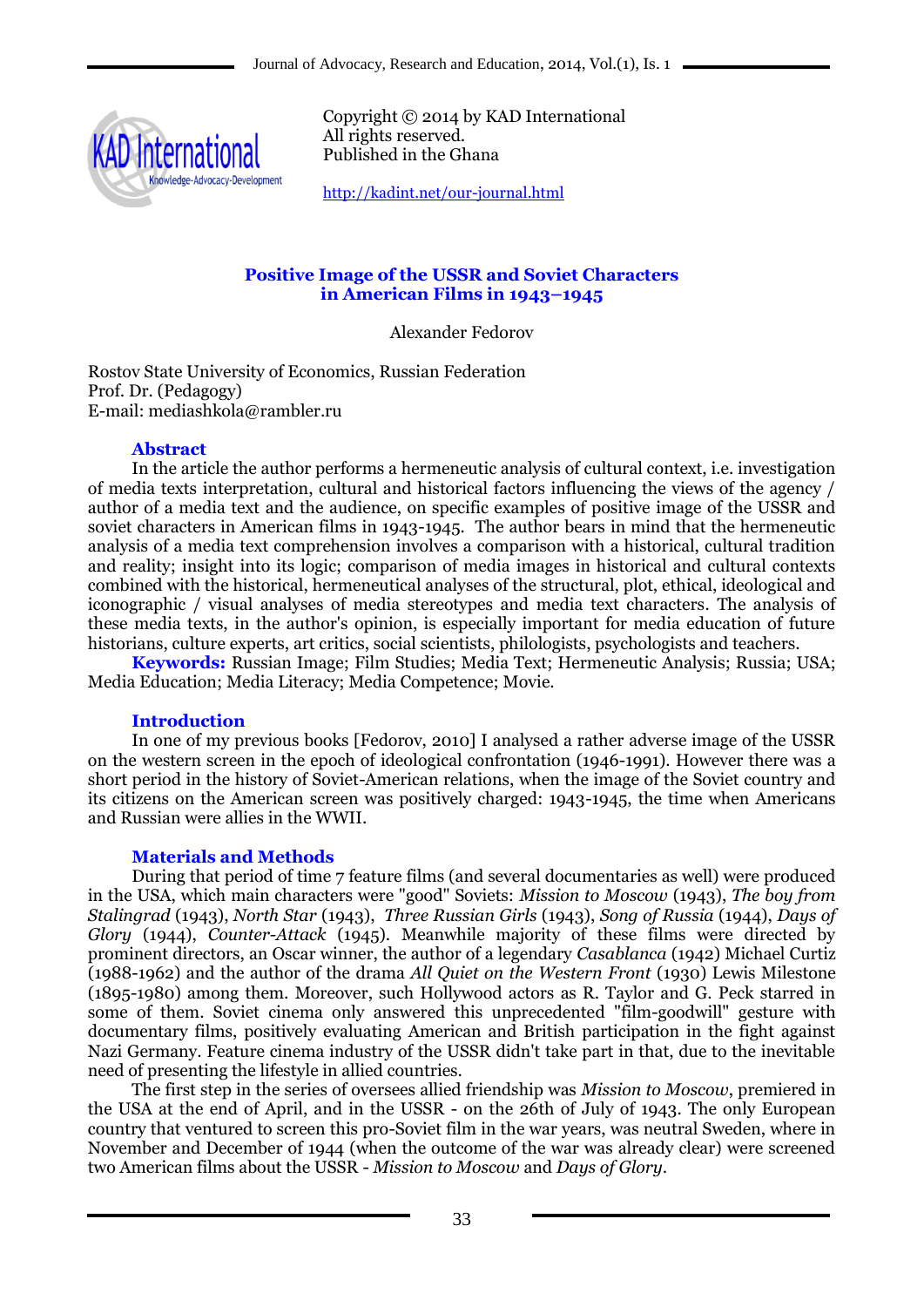Copyright © 2014 by KAD International
All rights reserved.
Published in the Ghana

http://kadint.net/our-journal.html

# Positive Image of the USSR and Soviet Characters in American Films in 1943–1945

Alexander Fedorov

Rostov State University of Economics, Russian Federation
Prof. Dr. (Pedagogy)
E-mail: mediashkola@rambler.ru

## Abstract

In the article the author performs a hermeneutic analysis of cultural context, i.e. investigation of media texts interpretation, cultural and historical factors influencing the views of the agency / author of a media text and the audience, on specific examples of positive image of the USSR and soviet characters in American films in 1943-1945. The author bears in mind that the hermeneutic analysis of a media text comprehension involves a comparison with a historical, cultural tradition and reality; insight into its logic; comparison of media images in historical and cultural contexts combined with the historical, hermeneutical analyses of the structural, plot, ethical, ideological and iconographic / visual analyses of media stereotypes and media text characters. The analysis of these media texts, in the author's opinion, is especially important for media education of future historians, culture experts, art critics, social scientists, philologists, psychologists and teachers.

**Keywords:** Russian Image; Film Studies; Media Text; Hermeneutic Analysis; Russia; USA; Media Education; Media Literacy; Media Competence; Movie.

## Introduction

In one of my previous books [Fedorov, 2010] I analysed a rather adverse image of the USSR on the western screen in the epoch of ideological confrontation (1946-1991). However there was a short period in the history of Soviet-American relations, when the image of the Soviet country and its citizens on the American screen was positively charged: 1943-1945, the time when Americans and Russian were allies in the WWII.

## Materials and Methods

During that period of time 7 feature films (and several documentaries as well) were produced in the USA, which main characters were "good" Soviets: *Mission to Moscow* (1943), *The boy from Stalingrad* (1943), *North Star* (1943), *Three Russian Girls* (1943), *Song of Russia* (1944), *Days of Glory* (1944), *Counter-Attack* (1945). Meanwhile majority of these films were directed by prominent directors, an Oscar winner, the author of a legendary *Casablanca* (1942) Michael Curtiz (1988-1962) and the author of the drama *All Quiet on the Western Front* (1930) Lewis Milestone (1895-1980) among them. Moreover, such Hollywood actors as R. Taylor and G. Peck starred in some of them. Soviet cinema only answered this unprecedented "film-goodwill" gesture with documentary films, positively evaluating American and British participation in the fight against Nazi Germany. Feature cinema industry of the USSR didn't take part in that, due to the inevitable need of presenting the lifestyle in allied countries.

The first step in the series of oversees allied friendship was *Mission to Moscow*, premiered in the USA at the end of April, and in the USSR - on the 26th of July of 1943. The only European country that ventured to screen this pro-Soviet film in the war years, was neutral Sweden, where in November and December of 1944 (when the outcome of the war was already clear) were screened two American films about the USSR - *Mission to Moscow* and *Days of Glory*.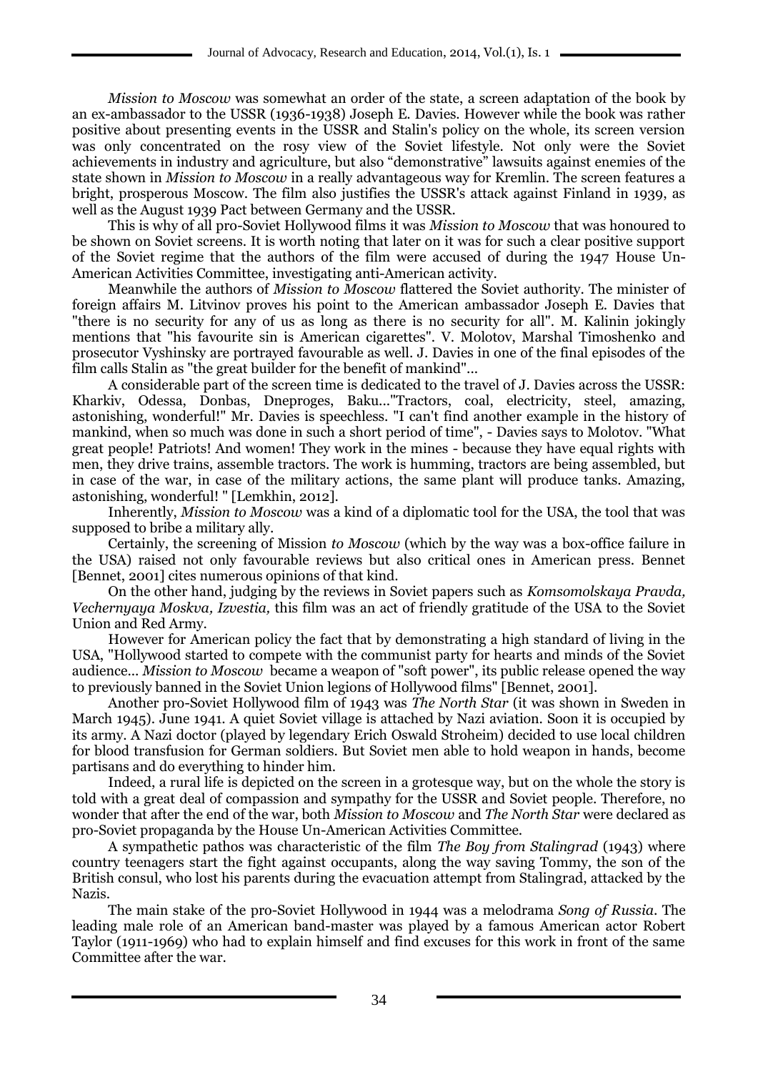*Mission to Moscow* was somewhat an order of the state, a screen adaptation of the book by an ex-ambassador to the USSR (1936-1938) Joseph E. Davies. However while the book was rather positive about presenting events in the USSR and Stalin's policy on the whole, its screen version was only concentrated on the rosy view of the Soviet lifestyle. Not only were the Soviet achievements in industry and agriculture, but also "demonstrative" lawsuits against enemies of the state shown in *Mission to Moscow* in a really advantageous way for Kremlin. The screen features a bright, prosperous Moscow. The film also justifies the USSR's attack against Finland in 1939, as well as the August 1939 Pact between Germany and the USSR.

This is why of all pro-Soviet Hollywood films it was *Mission to Moscow* that was honoured to be shown on Soviet screens. It is worth noting that later on it was for such a clear positive support of the Soviet regime that the authors of the film were accused of during the 1947 House Un-American Activities Committee, investigating anti-American activity.

Meanwhile the authors of *Mission to Moscow* flattered the Soviet authority. The minister of foreign affairs M. Litvinov proves his point to the American ambassador Joseph E. Davies that "there is no security for any of us as long as there is no security for all". M. Kalinin jokingly mentions that "his favourite sin is American cigarettes". V. Molotov, Marshal Timoshenko and prosecutor Vyshinsky are portrayed favourable as well. J. Davies in one of the final episodes of the film calls Stalin as "the great builder for the benefit of mankind"...

A considerable part of the screen time is dedicated to the travel of J. Davies across the USSR: Kharkiv, Odessa, Donbas, Dneproges, Baku..."Tractors, coal, electricity, steel, amazing, astonishing, wonderful!" Mr. Davies is speechless. "I can't find another example in the history of mankind, when so much was done in such a short period of time", - Davies says to Molotov. "What great people! Patriots! And women! They work in the mines - because they have equal rights with men, they drive trains, assemble tractors. The work is humming, tractors are being assembled, but in case of the war, in case of the military actions, the same plant will produce tanks. Amazing, astonishing, wonderful! " [Lemkhin, 2012].

Inherently, *Mission to Moscow* was a kind of a diplomatic tool for the USA, the tool that was supposed to bribe a military ally.

Certainly, the screening of Mission *to Moscow* (which by the way was a box-office failure in the USA) raised not only favourable reviews but also critical ones in American press. Bennet [Bennet, 2001] cites numerous opinions of that kind.

On the other hand, judging by the reviews in Soviet papers such as *Komsomolskaya Pravda, Vechernyaya Moskva, Izvestia,* this film was an act of friendly gratitude of the USA to the Soviet Union and Red Army.

However for American policy the fact that by demonstrating a high standard of living in the USA, "Hollywood started to compete with the communist party for hearts and minds of the Soviet audience... *Mission to Moscow* became a weapon of "soft power", its public release opened the way to previously banned in the Soviet Union legions of Hollywood films" [Bennet, 2001].

Another pro-Soviet Hollywood film of 1943 was *The North Star* (it was shown in Sweden in March 1945). June 1941. A quiet Soviet village is attached by Nazi aviation. Soon it is occupied by its army. A Nazi doctor (played by legendary Erich Oswald Stroheim) decided to use local children for blood transfusion for German soldiers. But Soviet men able to hold weapon in hands, become partisans and do everything to hinder him.

Indeed, a rural life is depicted on the screen in a grotesque way, but on the whole the story is told with a great deal of compassion and sympathy for the USSR and Soviet people. Therefore, no wonder that after the end of the war, both *Mission to Moscow* and *The North Star* were declared as pro-Soviet propaganda by the House Un-American Activities Committee.

A sympathetic pathos was characteristic of the film *The Boy from Stalingrad* (1943) where country teenagers start the fight against occupants, along the way saving Tommy, the son of the British consul, who lost his parents during the evacuation attempt from Stalingrad, attacked by the Nazis.

The main stake of the pro-Soviet Hollywood in 1944 was a melodrama *Song of Russia*. The leading male role of an American band-master was played by a famous American actor Robert Taylor (1911-1969) who had to explain himself and find excuses for this work in front of the same Committee after the war.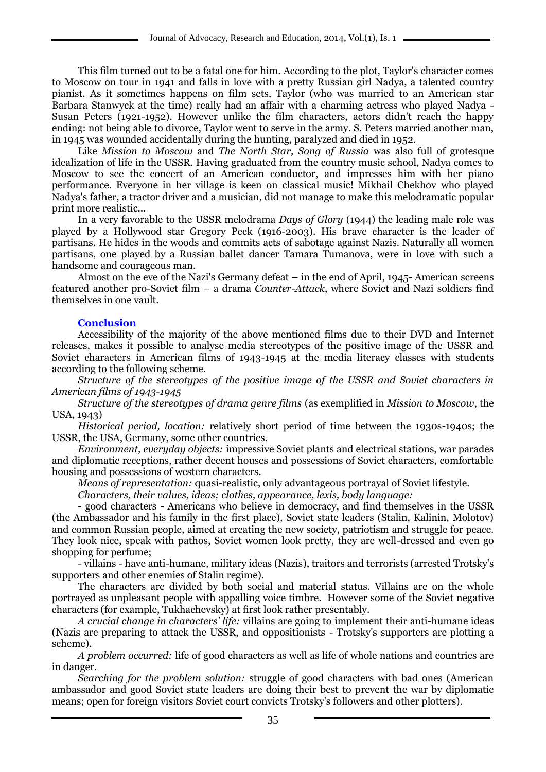This film turned out to be a fatal one for him. According to the plot, Taylor's character comes to Moscow on tour in 1941 and falls in love with a pretty Russian girl Nadya, a talented country pianist. As it sometimes happens on film sets, Taylor (who was married to an American star Barbara Stanwyck at the time) really had an affair with a charming actress who played Nadya - Susan Peters (1921-1952). However unlike the film characters, actors didn't reach the happy ending: not being able to divorce, Taylor went to serve in the army. S. Peters married another man, in 1945 was wounded accidentally during the hunting, paralyzed and died in 1952.

Like *Mission to Moscow* and *The North Star, Song of Russia* was also full of grotesque idealization of life in the USSR. Having graduated from the country music school, Nadya comes to Moscow to see the concert of an American conductor, and impresses him with her piano performance. Everyone in her village is keen on classical music! Mikhail Chekhov who played Nadya's father, a tractor driver and a musician, did not manage to make this melodramatic popular print more realistic...

In a very favorable to the USSR melodrama *Days of Glory* (1944) the leading male role was played by a Hollywood star Gregory Peck (1916-2003). His brave character is the leader of partisans. He hides in the woods and commits acts of sabotage against Nazis. Naturally all women partisans, one played by a Russian ballet dancer Tamara Tumanova, were in love with such a handsome and courageous man.

Almost on the eve of the Nazi's Germany defeat – in the end of April, 1945- American screens featured another pro-Soviet film – a drama *Counter-Attack*, where Soviet and Nazi soldiers find themselves in one vault.

## Conclusion

Accessibility of the majority of the above mentioned films due to their DVD and Internet releases, makes it possible to analyse media stereotypes of the positive image of the USSR and Soviet characters in American films of 1943-1945 at the media literacy classes with students according to the following scheme.

*Structure of the stereotypes of the positive image of the USSR and Soviet characters in American films of 1943-1945*

*Structure of the stereotypes of drama genre films* (as exemplified in *Mission to Moscow*, the USA, 1943)

*Historical period, location:* relatively short period of time between the 1930s-1940s; the USSR, the USA, Germany, some other countries.

*Environment, everyday objects:* impressive Soviet plants and electrical stations, war parades and diplomatic receptions, rather decent houses and possessions of Soviet characters, comfortable housing and possessions of western characters.

*Means of representation:* quasi-realistic, only advantageous portrayal of Soviet lifestyle.

*Characters, their values, ideas; clothes, appearance, lexis, body language:*

- good characters - Americans who believe in democracy, and find themselves in the USSR (the Ambassador and his family in the first place), Soviet state leaders (Stalin, Kalinin, Molotov) and common Russian people, aimed at creating the new society, patriotism and struggle for peace. They look nice, speak with pathos, Soviet women look pretty, they are well-dressed and even go shopping for perfume;

- villains - have anti-humane, military ideas (Nazis), traitors and terrorists (arrested Trotsky's supporters and other enemies of Stalin regime).

The characters are divided by both social and material status. Villains are on the whole portrayed as unpleasant people with appalling voice timbre. However some of the Soviet negative characters (for example, Tukhachevsky) at first look rather presentably.

*A crucial change in characters' life:* villains are going to implement their anti-humane ideas (Nazis are preparing to attack the USSR, and oppositionists - Trotsky's supporters are plotting a scheme).

*A problem occurred:* life of good characters as well as life of whole nations and countries are in danger.

*Searching for the problem solution:* struggle of good characters with bad ones (American ambassador and good Soviet state leaders are doing their best to prevent the war by diplomatic means; open for foreign visitors Soviet court convicts Trotsky's followers and other plotters).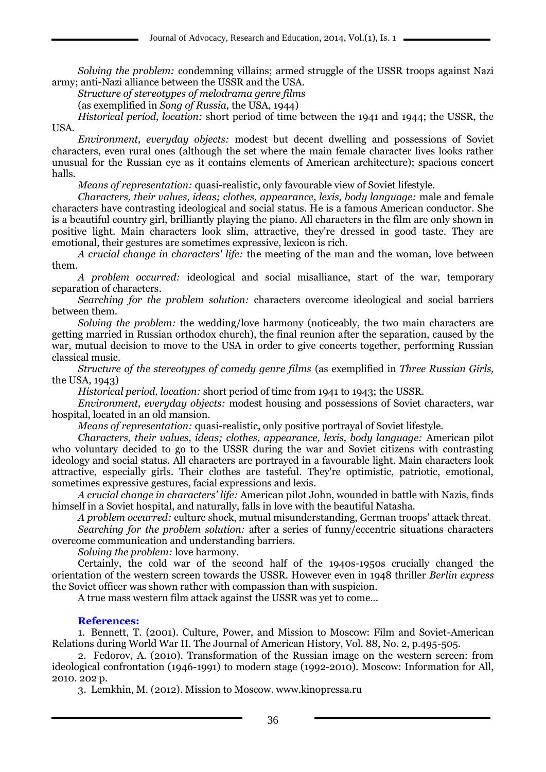*Solving the problem:* condemning villains; armed struggle of the USSR troops against Nazi army; anti-Nazi alliance between the USSR and the USA.

*Structure of stereotypes of melodrama genre films*

(as exemplified in *Song of Russia,* the USA, 1944)

*Historical period, location:* short period of time between the 1941 and 1944; the USSR, the USA.

*Environment, everyday objects:* modest but decent dwelling and possessions of Soviet characters, even rural ones (although the set where the main female character lives looks rather unusual for the Russian eye as it contains elements of American architecture); spacious concert halls.

*Means of representation:* quasi-realistic, only favourable view of Soviet lifestyle.

*Characters, their values, ideas; clothes, appearance, lexis, body language:* male and female characters have contrasting ideological and social status. He is a famous American conductor. She is a beautiful country girl, brilliantly playing the piano. All characters in the film are only shown in positive light. Main characters look slim, attractive, they're dressed in good taste. They are emotional, their gestures are sometimes expressive, lexicon is rich.

*A crucial change in characters' life:* the meeting of the man and the woman, love between them.

*A problem occurred:* ideological and social misalliance, start of the war, temporary separation of characters.

*Searching for the problem solution:* characters overcome ideological and social barriers between them.

*Solving the problem:* the wedding/love harmony (noticeably, the two main characters are getting married in Russian orthodox church), the final reunion after the separation, caused by the war, mutual decision to move to the USA in order to give concerts together, performing Russian classical music.

*Structure of the stereotypes of comedy genre films* (as exemplified in *Three Russian Girls,* the USA, 1943)

*Historical period, location:* short period of time from 1941 to 1943; the USSR.

*Environment, everyday objects:* modest housing and possessions of Soviet characters, war hospital, located in an old mansion.

*Means of representation:* quasi-realistic, only positive portrayal of Soviet lifestyle.

*Characters, their values, ideas; clothes, appearance, lexis, body language:* American pilot who voluntary decided to go to the USSR during the war and Soviet citizens with contrasting ideology and social status. All characters are portrayed in a favourable light. Main characters look attractive, especially girls. Their clothes are tasteful. They're optimistic, patriotic, emotional, sometimes expressive gestures, facial expressions and lexis.

*A crucial change in characters' life:* American pilot John, wounded in battle with Nazis, finds himself in a Soviet hospital, and naturally, falls in love with the beautiful Natasha.

*A problem occurred:* culture shock, mutual misunderstanding, German troops' attack threat.

*Searching for the problem solution:* after a series of funny/eccentric situations characters overcome communication and understanding barriers.

*Solving the problem:* love harmony.

Certainly, the cold war of the second half of the 1940s-1950s crucially changed the orientation of the western screen towards the USSR. However even in 1948 thriller *Berlin express* the Soviet officer was shown rather with compassion than with suspicion.

A true mass western film attack against the USSR was yet to come...

## References:

1. Bennett, T. (2001). Culture, Power, and Mission to Moscow: Film and Soviet-American Relations during World War II. The Journal of American History, Vol. 88, No. 2, p.495-505.
2. Fedorov, A. (2010). Transformation of the Russian image on the western screen: from ideological confrontation (1946-1991) to modern stage (1992-2010). Moscow: Information for All, 2010. 202 p.
3. Lemkhin, M. (2012). Mission to Moscow. www.kinopressa.ru